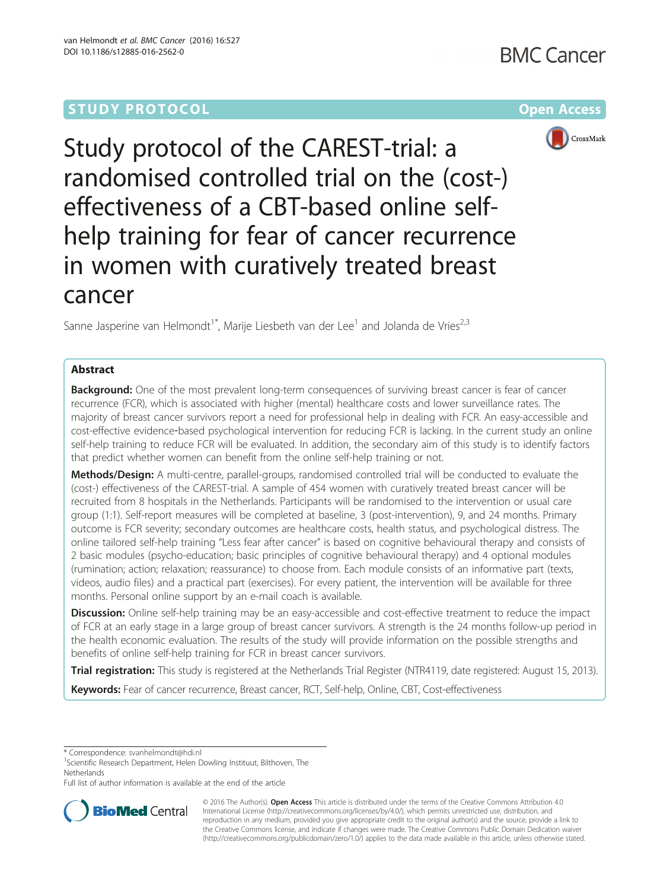STUDY PROTOCOL Open Access

# Study protocol of the CAREST-trial: a randomised controlled trial on the (cost-) effectiveness of a CBT-based online self-help training for fear of cancer recurrence in women with curatively treated breast cancer

Sanne Jasperine van Helmondt[1*], Marije Liesbeth van der Lee[1] and Jolanda de Vries[2,3]

## Abstract

**Background:** One of the most prevalent long-term consequences of surviving breast cancer is fear of cancer recurrence (FCR), which is associated with higher (mental) healthcare costs and lower surveillance rates. The majority of breast cancer survivors report a need for professional help in dealing with FCR. An easy-accessible and cost-effective evidence-based psychological intervention for reducing FCR is lacking. In the current study an online self-help training to reduce FCR will be evaluated. In addition, the secondary aim of this study is to identify factors that predict whether women can benefit from the online self-help training or not.

**Methods/Design:** A multi-centre, parallel-groups, randomised controlled trial will be conducted to evaluate the (cost-) effectiveness of the CAREST-trial. A sample of 454 women with curatively treated breast cancer will be recruited from 8 hospitals in the Netherlands. Participants will be randomised to the intervention or usual care group (1:1). Self-report measures will be completed at baseline, 3 (post-intervention), 9, and 24 months. Primary outcome is FCR severity; secondary outcomes are healthcare costs, health status, and psychological distress. The online tailored self-help training "Less fear after cancer" is based on cognitive behavioural therapy and consists of 2 basic modules (psycho-education; basic principles of cognitive behavioural therapy) and 4 optional modules (rumination; action; relaxation; reassurance) to choose from. Each module consists of an informative part (texts, videos, audio files) and a practical part (exercises). For every patient, the intervention will be available for three months. Personal online support by an e-mail coach is available.

**Discussion:** Online self-help training may be an easy-accessible and cost-effective treatment to reduce the impact of FCR at an early stage in a large group of breast cancer survivors. A strength is the 24 months follow-up period in the health economic evaluation. The results of the study will provide information on the possible strengths and benefits of online self-help training for FCR in breast cancer survivors.

**Trial registration:** This study is registered at the Netherlands Trial Register (NTR4119, date registered: August 15, 2013).

**Keywords:** Fear of cancer recurrence, Breast cancer, RCT, Self-help, Online, CBT, Cost-effectiveness

---

* Correspondence: svanhelmondt@hdi.nl
[1]Scientific Research Department, Helen Dowling Instituut, Bilthoven, The Netherlands
Full list of author information is available at the end of the article

© 2016 The Author(s). **Open Access** This article is distributed under the terms of the Creative Commons Attribution 4.0 International License (http://creativecommons.org/licenses/by/4.0/), which permits unrestricted use, distribution, and reproduction in any medium, provided you give appropriate credit to the original author(s) and the source, provide a link to the Creative Commons license, and indicate if changes were made. The Creative Commons Public Domain Dedication waiver (http://creativecommons.org/publicdomain/zero/1.0/) applies to the data made available in this article, unless otherwise stated.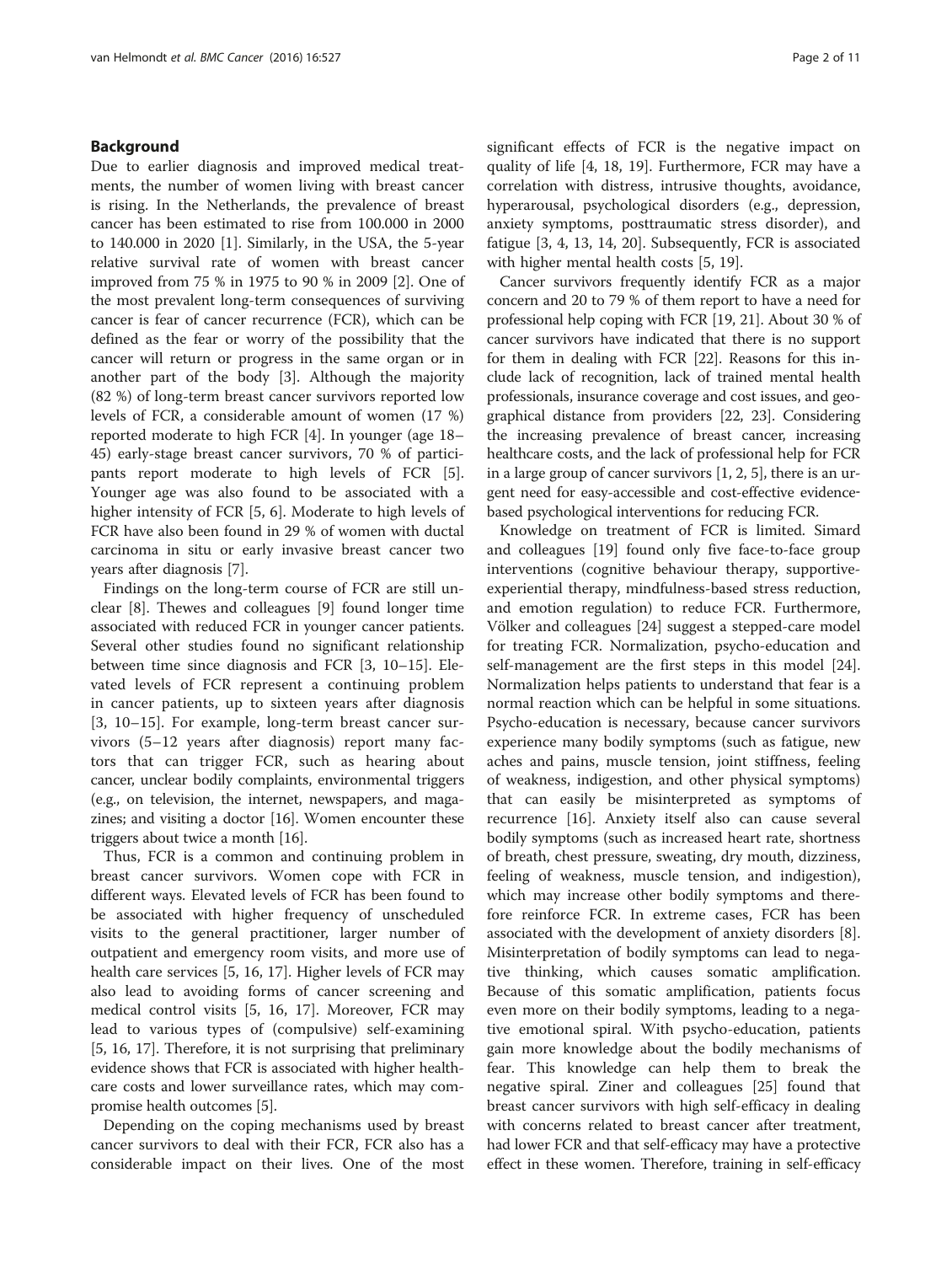## Background

Due to earlier diagnosis and improved medical treatments, the number of women living with breast cancer is rising. In the Netherlands, the prevalence of breast cancer has been estimated to rise from 100.000 in 2000 to 140.000 in 2020 [1]. Similarly, in the USA, the 5-year relative survival rate of women with breast cancer improved from 75 % in 1975 to 90 % in 2009 [2]. One of the most prevalent long-term consequences of surviving cancer is fear of cancer recurrence (FCR), which can be defined as the fear or worry of the possibility that the cancer will return or progress in the same organ or in another part of the body [3]. Although the majority (82 %) of long-term breast cancer survivors reported low levels of FCR, a considerable amount of women (17 %) reported moderate to high FCR [4]. In younger (age 18–45) early-stage breast cancer survivors, 70 % of participants report moderate to high levels of FCR [5]. Younger age was also found to be associated with a higher intensity of FCR [5, 6]. Moderate to high levels of FCR have also been found in 29 % of women with ductal carcinoma in situ or early invasive breast cancer two years after diagnosis [7].

Findings on the long-term course of FCR are still unclear [8]. Thewes and colleagues [9] found longer time associated with reduced FCR in younger cancer patients. Several other studies found no significant relationship between time since diagnosis and FCR [3, 10–15]. Elevated levels of FCR represent a continuing problem in cancer patients, up to sixteen years after diagnosis [3, 10–15]. For example, long-term breast cancer survivors (5–12 years after diagnosis) report many factors that can trigger FCR, such as hearing about cancer, unclear bodily complaints, environmental triggers (e.g., on television, the internet, newspapers, and magazines; and visiting a doctor [16]. Women encounter these triggers about twice a month [16].

Thus, FCR is a common and continuing problem in breast cancer survivors. Women cope with FCR in different ways. Elevated levels of FCR has been found to be associated with higher frequency of unscheduled visits to the general practitioner, larger number of outpatient and emergency room visits, and more use of health care services [5, 16, 17]. Higher levels of FCR may also lead to avoiding forms of cancer screening and medical control visits [5, 16, 17]. Moreover, FCR may lead to various types of (compulsive) self-examining [5, 16, 17]. Therefore, it is not surprising that preliminary evidence shows that FCR is associated with higher healthcare costs and lower surveillance rates, which may compromise health outcomes [5].

Depending on the coping mechanisms used by breast cancer survivors to deal with their FCR, FCR also has a considerable impact on their lives. One of the most significant effects of FCR is the negative impact on quality of life [4, 18, 19]. Furthermore, FCR may have a correlation with distress, intrusive thoughts, avoidance, hyperarousal, psychological disorders (e.g., depression, anxiety symptoms, posttraumatic stress disorder), and fatigue [3, 4, 13, 14, 20]. Subsequently, FCR is associated with higher mental health costs [5, 19].

Cancer survivors frequently identify FCR as a major concern and 20 to 79 % of them report to have a need for professional help coping with FCR [19, 21]. About 30 % of cancer survivors have indicated that there is no support for them in dealing with FCR [22]. Reasons for this include lack of recognition, lack of trained mental health professionals, insurance coverage and cost issues, and geographical distance from providers [22, 23]. Considering the increasing prevalence of breast cancer, increasing healthcare costs, and the lack of professional help for FCR in a large group of cancer survivors [1, 2, 5], there is an urgent need for easy-accessible and cost-effective evidence-based psychological interventions for reducing FCR.

Knowledge on treatment of FCR is limited. Simard and colleagues [19] found only five face-to-face group interventions (cognitive behaviour therapy, supportive-experiential therapy, mindfulness-based stress reduction, and emotion regulation) to reduce FCR. Furthermore, Völker and colleagues [24] suggest a stepped-care model for treating FCR. Normalization, psycho-education and self-management are the first steps in this model [24]. Normalization helps patients to understand that fear is a normal reaction which can be helpful in some situations. Psycho-education is necessary, because cancer survivors experience many bodily symptoms (such as fatigue, new aches and pains, muscle tension, joint stiffness, feeling of weakness, indigestion, and other physical symptoms) that can easily be misinterpreted as symptoms of recurrence [16]. Anxiety itself also can cause several bodily symptoms (such as increased heart rate, shortness of breath, chest pressure, sweating, dry mouth, dizziness, feeling of weakness, muscle tension, and indigestion), which may increase other bodily symptoms and therefore reinforce FCR. In extreme cases, FCR has been associated with the development of anxiety disorders [8]. Misinterpretation of bodily symptoms can lead to negative thinking, which causes somatic amplification. Because of this somatic amplification, patients focus even more on their bodily symptoms, leading to a negative emotional spiral. With psycho-education, patients gain more knowledge about the bodily mechanisms of fear. This knowledge can help them to break the negative spiral. Ziner and colleagues [25] found that breast cancer survivors with high self-efficacy in dealing with concerns related to breast cancer after treatment, had lower FCR and that self-efficacy may have a protective effect in these women. Therefore, training in self-efficacy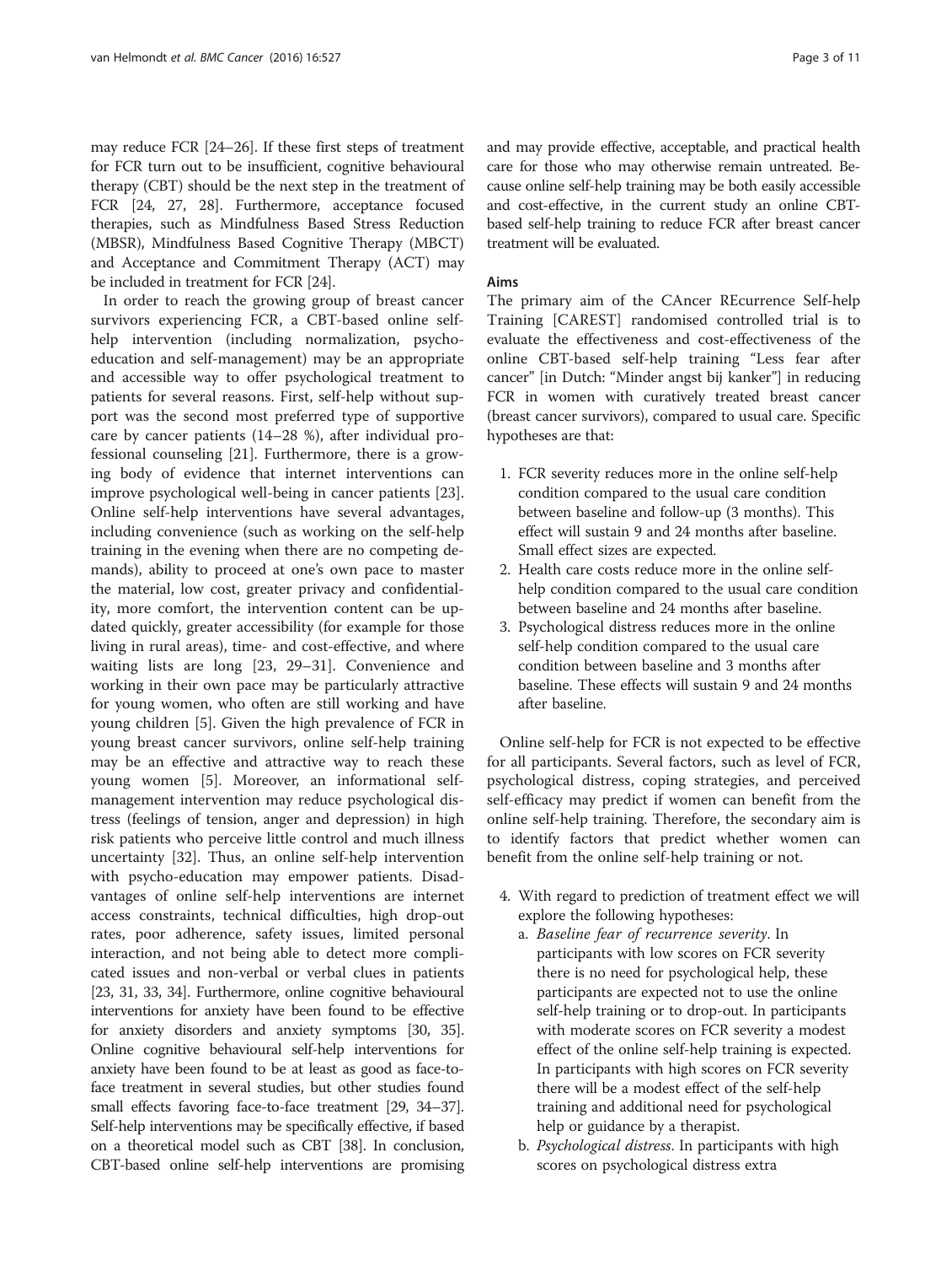may reduce FCR [24–26]. If these first steps of treatment for FCR turn out to be insufficient, cognitive behavioural therapy (CBT) should be the next step in the treatment of FCR [24, 27, 28]. Furthermore, acceptance focused therapies, such as Mindfulness Based Stress Reduction (MBSR), Mindfulness Based Cognitive Therapy (MBCT) and Acceptance and Commitment Therapy (ACT) may be included in treatment for FCR [24].

In order to reach the growing group of breast cancer survivors experiencing FCR, a CBT-based online self-help intervention (including normalization, psycho-education and self-management) may be an appropriate and accessible way to offer psychological treatment to patients for several reasons. First, self-help without support was the second most preferred type of supportive care by cancer patients (14–28 %), after individual professional counseling [21]. Furthermore, there is a growing body of evidence that internet interventions can improve psychological well-being in cancer patients [23]. Online self-help interventions have several advantages, including convenience (such as working on the self-help training in the evening when there are no competing demands), ability to proceed at one's own pace to master the material, low cost, greater privacy and confidentiality, more comfort, the intervention content can be updated quickly, greater accessibility (for example for those living in rural areas), time- and cost-effective, and where waiting lists are long [23, 29–31]. Convenience and working in their own pace may be particularly attractive for young women, who often are still working and have young children [5]. Given the high prevalence of FCR in young breast cancer survivors, online self-help training may be an effective and attractive way to reach these young women [5]. Moreover, an informational self-management intervention may reduce psychological distress (feelings of tension, anger and depression) in high risk patients who perceive little control and much illness uncertainty [32]. Thus, an online self-help intervention with psycho-education may empower patients. Disadvantages of online self-help interventions are internet access constraints, technical difficulties, high drop-out rates, poor adherence, safety issues, limited personal interaction, and not being able to detect more complicated issues and non-verbal or verbal clues in patients [23, 31, 33, 34]. Furthermore, online cognitive behavioural interventions for anxiety have been found to be effective for anxiety disorders and anxiety symptoms [30, 35]. Online cognitive behavioural self-help interventions for anxiety have been found to be at least as good as face-to-face treatment in several studies, but other studies found small effects favoring face-to-face treatment [29, 34–37]. Self-help interventions may be specifically effective, if based on a theoretical model such as CBT [38]. In conclusion, CBT-based online self-help interventions are promising and may provide effective, acceptable, and practical health care for those who may otherwise remain untreated. Because online self-help training may be both easily accessible and cost-effective, in the current study an online CBT-based self-help training to reduce FCR after breast cancer treatment will be evaluated.

## Aims

The primary aim of the CAncer REcurrence Self-help Training [CAREST] randomised controlled trial is to evaluate the effectiveness and cost-effectiveness of the online CBT-based self-help training "Less fear after cancer" [in Dutch: "Minder angst bij kanker"] in reducing FCR in women with curatively treated breast cancer (breast cancer survivors), compared to usual care. Specific hypotheses are that:

1. FCR severity reduces more in the online self-help condition compared to the usual care condition between baseline and follow-up (3 months). This effect will sustain 9 and 24 months after baseline. Small effect sizes are expected.
2. Health care costs reduce more in the online self-help condition compared to the usual care condition between baseline and 24 months after baseline.
3. Psychological distress reduces more in the online self-help condition compared to the usual care condition between baseline and 3 months after baseline. These effects will sustain 9 and 24 months after baseline.

Online self-help for FCR is not expected to be effective for all participants. Several factors, such as level of FCR, psychological distress, coping strategies, and perceived self-efficacy may predict if women can benefit from the online self-help training. Therefore, the secondary aim is to identify factors that predict whether women can benefit from the online self-help training or not.

4. With regard to prediction of treatment effect we will explore the following hypotheses:
   a. *Baseline fear of recurrence severity*. In participants with low scores on FCR severity there is no need for psychological help, these participants are expected not to use the online self-help training or to drop-out. In participants with moderate scores on FCR severity a modest effect of the online self-help training is expected. In participants with high scores on FCR severity there will be a modest effect of the self-help training and additional need for psychological help or guidance by a therapist.
   b. *Psychological distress*. In participants with high scores on psychological distress extra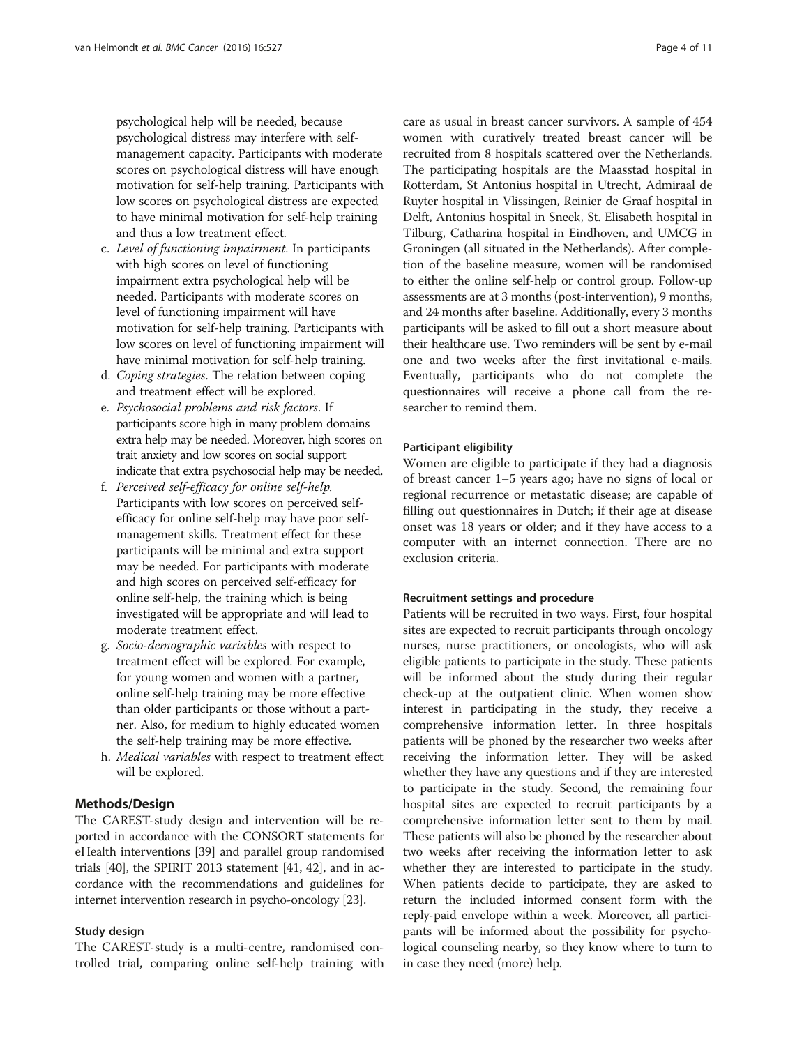psychological help will be needed, because psychological distress may interfere with self-management capacity. Participants with moderate scores on psychological distress will have enough motivation for self-help training. Participants with low scores on psychological distress are expected to have minimal motivation for self-help training and thus a low treatment effect.

c. *Level of functioning impairment*. In participants with high scores on level of functioning impairment extra psychological help will be needed. Participants with moderate scores on level of functioning impairment will have motivation for self-help training. Participants with low scores on level of functioning impairment will have minimal motivation for self-help training.
d. *Coping strategies*. The relation between coping and treatment effect will be explored.
e. *Psychosocial problems and risk factors*. If participants score high in many problem domains extra help may be needed. Moreover, high scores on trait anxiety and low scores on social support indicate that extra psychosocial help may be needed.
f. *Perceived self-efficacy for online self-help*. Participants with low scores on perceived self-efficacy for online self-help may have poor self-management skills. Treatment effect for these participants will be minimal and extra support may be needed. For participants with moderate and high scores on perceived self-efficacy for online self-help, the training which is being investigated will be appropriate and will lead to moderate treatment effect.
g. *Socio-demographic variables* with respect to treatment effect will be explored. For example, for young women and women with a partner, online self-help training may be more effective than older participants or those without a partner. Also, for medium to highly educated women the self-help training may be more effective.
h. *Medical variables* with respect to treatment effect will be explored.

## Methods/Design

The CAREST-study design and intervention will be reported in accordance with the CONSORT statements for eHealth interventions [39] and parallel group randomised trials [40], the SPIRIT 2013 statement [41, 42], and in accordance with the recommendations and guidelines for internet intervention research in psycho-oncology [23].

### Study design

The CAREST-study is a multi-centre, randomised controlled trial, comparing online self-help training with care as usual in breast cancer survivors. A sample of 454 women with curatively treated breast cancer will be recruited from 8 hospitals scattered over the Netherlands. The participating hospitals are the Maasstad hospital in Rotterdam, St Antonius hospital in Utrecht, Admiraal de Ruyter hospital in Vlissingen, Reinier de Graaf hospital in Delft, Antonius hospital in Sneek, St. Elisabeth hospital in Tilburg, Catharina hospital in Eindhoven, and UMCG in Groningen (all situated in the Netherlands). After completion of the baseline measure, women will be randomised to either the online self-help or control group. Follow-up assessments are at 3 months (post-intervention), 9 months, and 24 months after baseline. Additionally, every 3 months participants will be asked to fill out a short measure about their healthcare use. Two reminders will be sent by e-mail one and two weeks after the first invitational e-mails. Eventually, participants who do not complete the questionnaires will receive a phone call from the researcher to remind them.

### Participant eligibility

Women are eligible to participate if they had a diagnosis of breast cancer 1–5 years ago; have no signs of local or regional recurrence or metastatic disease; are capable of filling out questionnaires in Dutch; if their age at disease onset was 18 years or older; and if they have access to a computer with an internet connection. There are no exclusion criteria.

### Recruitment settings and procedure

Patients will be recruited in two ways. First, four hospital sites are expected to recruit participants through oncology nurses, nurse practitioners, or oncologists, who will ask eligible patients to participate in the study. These patients will be informed about the study during their regular check-up at the outpatient clinic. When women show interest in participating in the study, they receive a comprehensive information letter. In three hospitals patients will be phoned by the researcher two weeks after receiving the information letter. They will be asked whether they have any questions and if they are interested to participate in the study. Second, the remaining four hospital sites are expected to recruit participants by a comprehensive information letter sent to them by mail. These patients will also be phoned by the researcher about two weeks after receiving the information letter to ask whether they are interested to participate in the study. When patients decide to participate, they are asked to return the included informed consent form with the reply-paid envelope within a week. Moreover, all participants will be informed about the possibility for psychological counseling nearby, so they know where to turn to in case they need (more) help.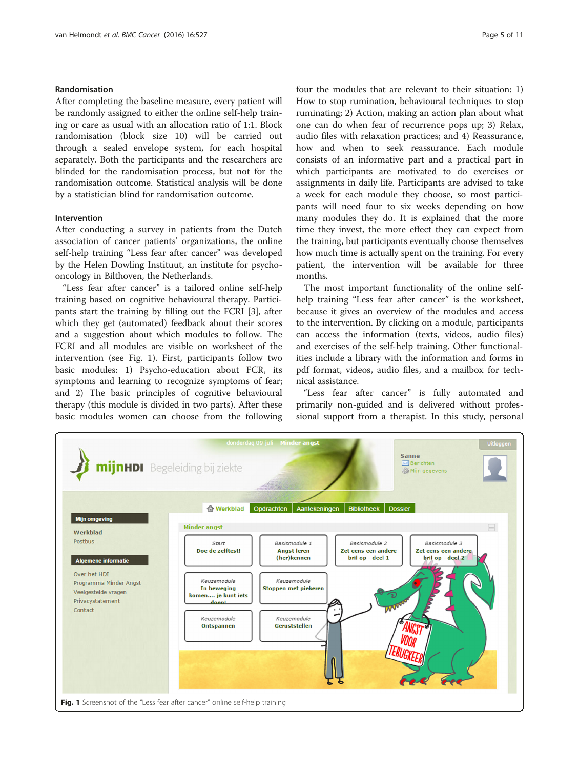### Randomisation

After completing the baseline measure, every patient will be randomly assigned to either the online self-help training or care as usual with an allocation ratio of 1:1. Block randomisation (block size 10) will be carried out through a sealed envelope system, for each hospital separately. Both the participants and the researchers are blinded for the randomisation process, but not for the randomisation outcome. Statistical analysis will be done by a statistician blind for randomisation outcome.

### Intervention

After conducting a survey in patients from the Dutch association of cancer patients' organizations, the online self-help training "Less fear after cancer" was developed by the Helen Dowling Instituut, an institute for psycho-oncology in Bilthoven, the Netherlands.

"Less fear after cancer" is a tailored online self-help training based on cognitive behavioural therapy. Participants start the training by filling out the FCRI [3], after which they get (automated) feedback about their scores and a suggestion about which modules to follow. The FCRI and all modules are visible on worksheet of the intervention (see Fig. 1). First, participants follow two basic modules: 1) Psycho-education about FCR, its symptoms and learning to recognize symptoms of fear; and 2) The basic principles of cognitive behavioural therapy (this module is divided in two parts). After these basic modules women can choose from the following four the modules that are relevant to their situation: 1) How to stop rumination, behavioural techniques to stop ruminating; 2) Action, making an action plan about what one can do when fear of recurrence pops up; 3) Relax, audio files with relaxation practices; and 4) Reassurance, how and when to seek reassurance. Each module consists of an informative part and a practical part in which participants are motivated to do exercises or assignments in daily life. Participants are advised to take a week for each module they choose, so most participants will need four to six weeks depending on how many modules they do. It is explained that the more time they invest, the more effect they can expect from the training, but participants eventually choose themselves how much time is actually spent on the training. For every patient, the intervention will be available for three months.

The most important functionality of the online self-help training "Less fear after cancer" is the worksheet, because it gives an overview of the modules and access to the intervention. By clicking on a module, participants can access the information (texts, videos, audio files) and exercises of the self-help training. Other functionalities include a library with the information and forms in pdf format, videos, audio files, and a mailbox for technical assistance.

"Less fear after cancer" is fully automated and primarily non-guided and is delivered without professional support from a therapist. In this study, personal

**Fig. 1** Screenshot of the "Less fear after cancer" online self-help training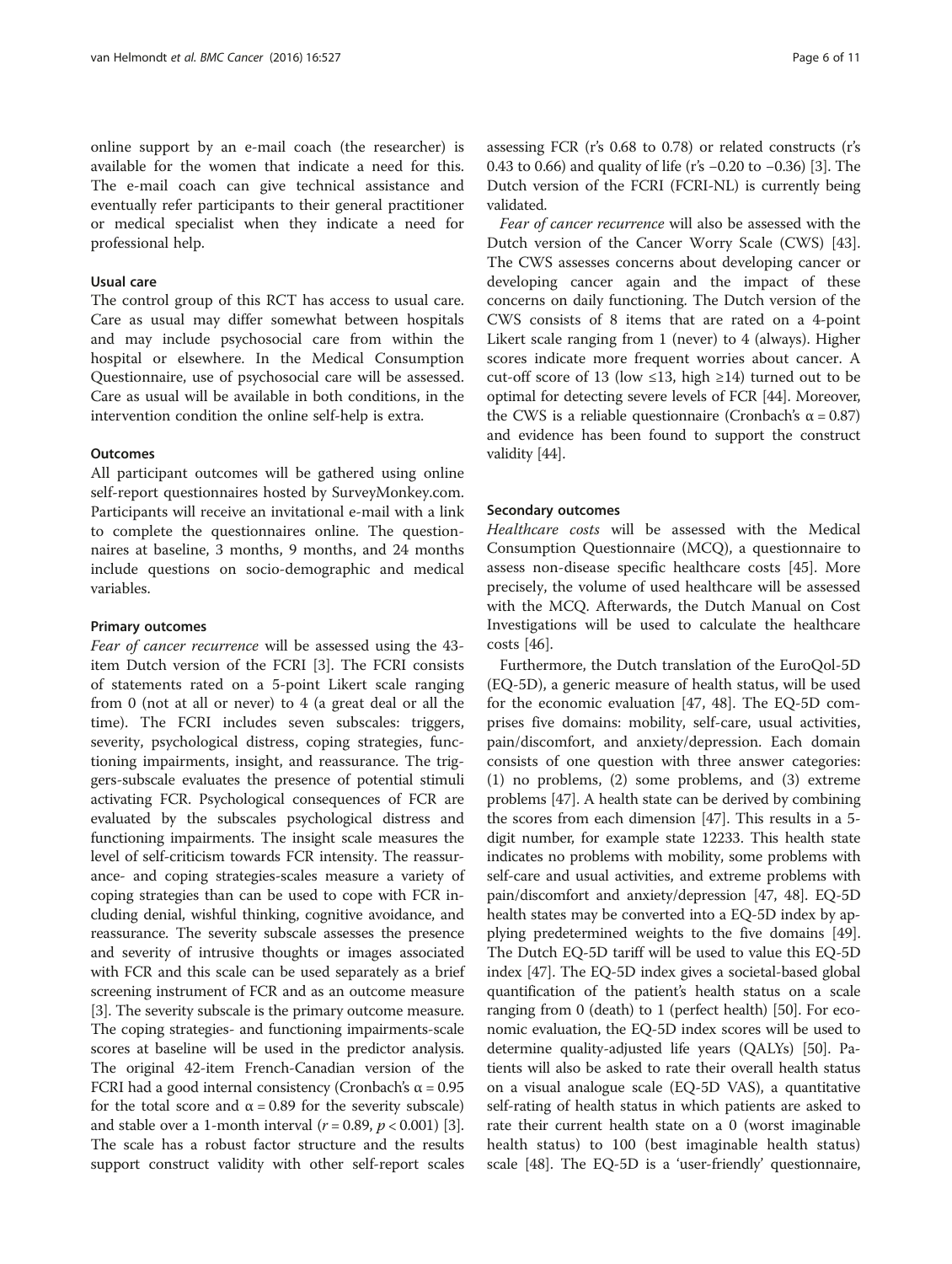online support by an e-mail coach (the researcher) is available for the women that indicate a need for this. The e-mail coach can give technical assistance and eventually refer participants to their general practitioner or medical specialist when they indicate a need for professional help.

### Usual care

The control group of this RCT has access to usual care. Care as usual may differ somewhat between hospitals and may include psychosocial care from within the hospital or elsewhere. In the Medical Consumption Questionnaire, use of psychosocial care will be assessed. Care as usual will be available in both conditions, in the intervention condition the online self-help is extra.

### Outcomes

All participant outcomes will be gathered using online self-report questionnaires hosted by SurveyMonkey.com. Participants will receive an invitational e-mail with a link to complete the questionnaires online. The questionnaires at baseline, 3 months, 9 months, and 24 months include questions on socio-demographic and medical variables.

#### Primary outcomes

*Fear of cancer recurrence* will be assessed using the 43-item Dutch version of the FCRI [3]. The FCRI consists of statements rated on a 5-point Likert scale ranging from 0 (not at all or never) to 4 (a great deal or all the time). The FCRI includes seven subscales: triggers, severity, psychological distress, coping strategies, functioning impairments, insight, and reassurance. The triggers-subscale evaluates the presence of potential stimuli activating FCR. Psychological consequences of FCR are evaluated by the subscales psychological distress and functioning impairments. The insight scale measures the level of self-criticism towards FCR intensity. The reassurance- and coping strategies-scales measure a variety of coping strategies than can be used to cope with FCR including denial, wishful thinking, cognitive avoidance, and reassurance. The severity subscale assesses the presence and severity of intrusive thoughts or images associated with FCR and this scale can be used separately as a brief screening instrument of FCR and as an outcome measure [3]. The severity subscale is the primary outcome measure. The coping strategies- and functioning impairments-scale scores at baseline will be used in the predictor analysis. The original 42-item French-Canadian version of the FCRI had a good internal consistency (Cronbach's $\alpha = 0.95$ for the total score and $\alpha = 0.89$ for the severity subscale) and stable over a 1-month interval ($r = 0.89$, $p < 0.001$) [3]. The scale has a robust factor structure and the results support construct validity with other self-report scales assessing FCR (r's 0.68 to 0.78) or related constructs (r's 0.43 to 0.66) and quality of life (r's −0.20 to −0.36) [3]. The Dutch version of the FCRI (FCRI-NL) is currently being validated.

*Fear of cancer recurrence* will also be assessed with the Dutch version of the Cancer Worry Scale (CWS) [43]. The CWS assesses concerns about developing cancer or developing cancer again and the impact of these concerns on daily functioning. The Dutch version of the CWS consists of 8 items that are rated on a 4-point Likert scale ranging from 1 (never) to 4 (always). Higher scores indicate more frequent worries about cancer. A cut-off score of 13 (low ≤13, high ≥14) turned out to be optimal for detecting severe levels of FCR [44]. Moreover, the CWS is a reliable questionnaire (Cronbach's $\alpha = 0.87$) and evidence has been found to support the construct validity [44].

#### Secondary outcomes

*Healthcare costs* will be assessed with the Medical Consumption Questionnaire (MCQ), a questionnaire to assess non-disease specific healthcare costs [45]. More precisely, the volume of used healthcare will be assessed with the MCQ. Afterwards, the Dutch Manual on Cost Investigations will be used to calculate the healthcare costs [46].

Furthermore, the Dutch translation of the EuroQol-5D (EQ-5D), a generic measure of health status, will be used for the economic evaluation [47, 48]. The EQ-5D comprises five domains: mobility, self-care, usual activities, pain/discomfort, and anxiety/depression. Each domain consists of one question with three answer categories: (1) no problems, (2) some problems, and (3) extreme problems [47]. A health state can be derived by combining the scores from each dimension [47]. This results in a 5-digit number, for example state 12233. This health state indicates no problems with mobility, some problems with self-care and usual activities, and extreme problems with pain/discomfort and anxiety/depression [47, 48]. EQ-5D health states may be converted into a EQ-5D index by applying predetermined weights to the five domains [49]. The Dutch EQ-5D tariff will be used to value this EQ-5D index [47]. The EQ-5D index gives a societal-based global quantification of the patient's health status on a scale ranging from 0 (death) to 1 (perfect health) [50]. For economic evaluation, the EQ-5D index scores will be used to determine quality-adjusted life years (QALYs) [50]. Patients will also be asked to rate their overall health status on a visual analogue scale (EQ-5D VAS), a quantitative self-rating of health status in which patients are asked to rate their current health state on a 0 (worst imaginable health status) to 100 (best imaginable health status) scale [48]. The EQ-5D is a 'user-friendly' questionnaire,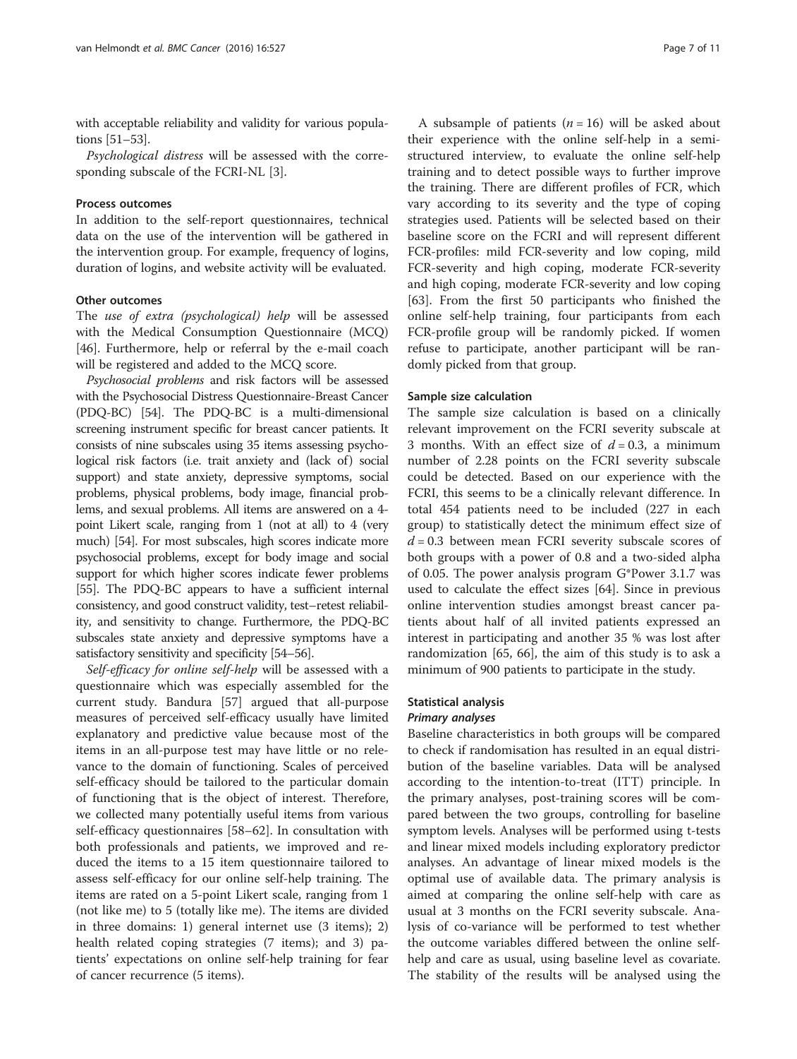with acceptable reliability and validity for various populations [51–53].

*Psychological distress* will be assessed with the corresponding subscale of the FCRI-NL [3].

### Process outcomes

In addition to the self-report questionnaires, technical data on the use of the intervention will be gathered in the intervention group. For example, frequency of logins, duration of logins, and website activity will be evaluated.

### Other outcomes

The *use of extra (psychological) help* will be assessed with the Medical Consumption Questionnaire (MCQ) [46]. Furthermore, help or referral by the e-mail coach will be registered and added to the MCQ score.

*Psychosocial problems* and risk factors will be assessed with the Psychosocial Distress Questionnaire-Breast Cancer (PDQ-BC) [54]. The PDQ-BC is a multi-dimensional screening instrument specific for breast cancer patients. It consists of nine subscales using 35 items assessing psychological risk factors (i.e. trait anxiety and (lack of) social support) and state anxiety, depressive symptoms, social problems, physical problems, body image, financial problems, and sexual problems. All items are answered on a 4-point Likert scale, ranging from 1 (not at all) to 4 (very much) [54]. For most subscales, high scores indicate more psychosocial problems, except for body image and social support for which higher scores indicate fewer problems [55]. The PDQ-BC appears to have a sufficient internal consistency, and good construct validity, test–retest reliability, and sensitivity to change. Furthermore, the PDQ-BC subscales state anxiety and depressive symptoms have a satisfactory sensitivity and specificity [54–56].

*Self-efficacy for online self-help* will be assessed with a questionnaire which was especially assembled for the current study. Bandura [57] argued that all-purpose measures of perceived self-efficacy usually have limited explanatory and predictive value because most of the items in an all-purpose test may have little or no relevance to the domain of functioning. Scales of perceived self-efficacy should be tailored to the particular domain of functioning that is the object of interest. Therefore, we collected many potentially useful items from various self-efficacy questionnaires [58–62]. In consultation with both professionals and patients, we improved and reduced the items to a 15 item questionnaire tailored to assess self-efficacy for our online self-help training. The items are rated on a 5-point Likert scale, ranging from 1 (not like me) to 5 (totally like me). The items are divided in three domains: 1) general internet use (3 items); 2) health related coping strategies (7 items); and 3) patients' expectations on online self-help training for fear of cancer recurrence (5 items).

A subsample of patients ($n = 16$) will be asked about their experience with the online self-help in a semi-structured interview, to evaluate the online self-help training and to detect possible ways to further improve the training. There are different profiles of FCR, which vary according to its severity and the type of coping strategies used. Patients will be selected based on their baseline score on the FCRI and will represent different FCR-profiles: mild FCR-severity and low coping, mild FCR-severity and high coping, moderate FCR-severity and high coping, moderate FCR-severity and low coping [63]. From the first 50 participants who finished the online self-help training, four participants from each FCR-profile group will be randomly picked. If women refuse to participate, another participant will be randomly picked from that group.

### Sample size calculation

The sample size calculation is based on a clinically relevant improvement on the FCRI severity subscale at 3 months. With an effect size of $d = 0.3$, a minimum number of 2.28 points on the FCRI severity subscale could be detected. Based on our experience with the FCRI, this seems to be a clinically relevant difference. In total 454 patients need to be included (227 in each group) to statistically detect the minimum effect size of $d = 0.3$ between mean FCRI severity subscale scores of both groups with a power of 0.8 and a two-sided alpha of 0.05. The power analysis program G*Power 3.1.7 was used to calculate the effect sizes [64]. Since in previous online intervention studies amongst breast cancer patients about half of all invited patients expressed an interest in participating and another 35 % was lost after randomization [65, 66], the aim of this study is to ask a minimum of 900 patients to participate in the study.

### Statistical analysis

#### *Primary analyses*

Baseline characteristics in both groups will be compared to check if randomisation has resulted in an equal distribution of the baseline variables. Data will be analysed according to the intention-to-treat (ITT) principle. In the primary analyses, post-training scores will be compared between the two groups, controlling for baseline symptom levels. Analyses will be performed using t-tests and linear mixed models including exploratory predictor analyses. An advantage of linear mixed models is the optimal use of available data. The primary analysis is aimed at comparing the online self-help with care as usual at 3 months on the FCRI severity subscale. Analysis of co-variance will be performed to test whether the outcome variables differed between the online self-help and care as usual, using baseline level as covariate. The stability of the results will be analysed using the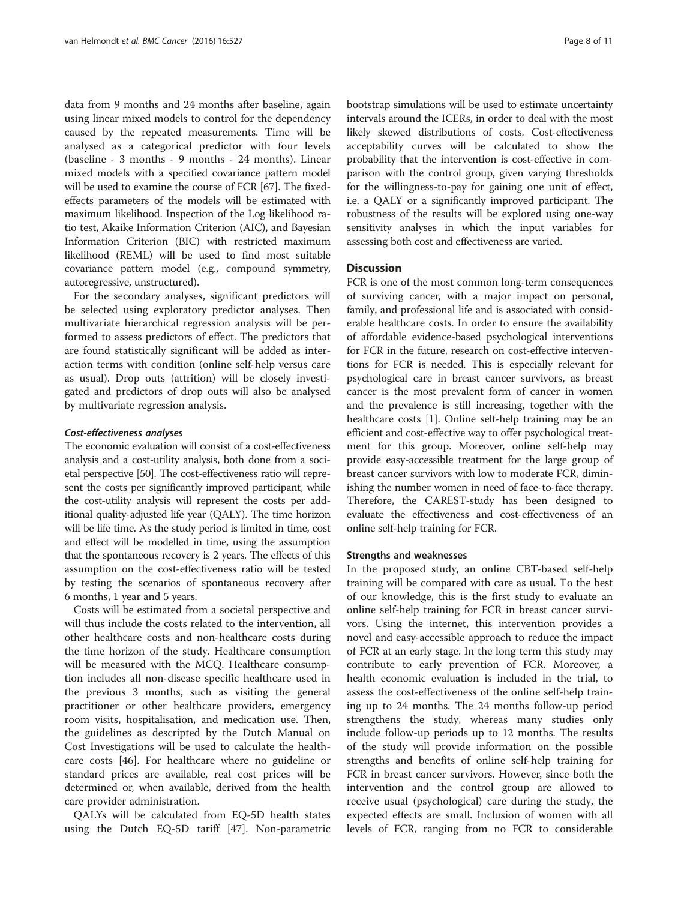data from 9 months and 24 months after baseline, again using linear mixed models to control for the dependency caused by the repeated measurements. Time will be analysed as a categorical predictor with four levels (baseline - 3 months - 9 months - 24 months). Linear mixed models with a specified covariance pattern model will be used to examine the course of FCR [67]. The fixed-effects parameters of the models will be estimated with maximum likelihood. Inspection of the Log likelihood ratio test, Akaike Information Criterion (AIC), and Bayesian Information Criterion (BIC) with restricted maximum likelihood (REML) will be used to find most suitable covariance pattern model (e.g., compound symmetry, autoregressive, unstructured).

For the secondary analyses, significant predictors will be selected using exploratory predictor analyses. Then multivariate hierarchical regression analysis will be performed to assess predictors of effect. The predictors that are found statistically significant will be added as interaction terms with condition (online self-help versus care as usual). Drop outs (attrition) will be closely investigated and predictors of drop outs will also be analysed by multivariate regression analysis.

#### *Cost-effectiveness analyses*

The economic evaluation will consist of a cost-effectiveness analysis and a cost-utility analysis, both done from a societal perspective [50]. The cost-effectiveness ratio will represent the costs per significantly improved participant, while the cost-utility analysis will represent the costs per additional quality-adjusted life year (QALY). The time horizon will be life time. As the study period is limited in time, cost and effect will be modelled in time, using the assumption that the spontaneous recovery is 2 years. The effects of this assumption on the cost-effectiveness ratio will be tested by testing the scenarios of spontaneous recovery after 6 months, 1 year and 5 years.

Costs will be estimated from a societal perspective and will thus include the costs related to the intervention, all other healthcare costs and non-healthcare costs during the time horizon of the study. Healthcare consumption will be measured with the MCQ. Healthcare consumption includes all non-disease specific healthcare used in the previous 3 months, such as visiting the general practitioner or other healthcare providers, emergency room visits, hospitalisation, and medication use. Then, the guidelines as descripted by the Dutch Manual on Cost Investigations will be used to calculate the healthcare costs [46]. For healthcare where no guideline or standard prices are available, real cost prices will be determined or, when available, derived from the health care provider administration.

QALYs will be calculated from EQ-5D health states using the Dutch EQ-5D tariff [47]. Non-parametric bootstrap simulations will be used to estimate uncertainty intervals around the ICERs, in order to deal with the most likely skewed distributions of costs. Cost-effectiveness acceptability curves will be calculated to show the probability that the intervention is cost-effective in comparison with the control group, given varying thresholds for the willingness-to-pay for gaining one unit of effect, i.e. a QALY or a significantly improved participant. The robustness of the results will be explored using one-way sensitivity analyses in which the input variables for assessing both cost and effectiveness are varied.

## Discussion

FCR is one of the most common long-term consequences of surviving cancer, with a major impact on personal, family, and professional life and is associated with considerable healthcare costs. In order to ensure the availability of affordable evidence-based psychological interventions for FCR in the future, research on cost-effective interventions for FCR is needed. This is especially relevant for psychological care in breast cancer survivors, as breast cancer is the most prevalent form of cancer in women and the prevalence is still increasing, together with the healthcare costs [1]. Online self-help training may be an efficient and cost-effective way to offer psychological treatment for this group. Moreover, online self-help may provide easy-accessible treatment for the large group of breast cancer survivors with low to moderate FCR, diminishing the number women in need of face-to-face therapy. Therefore, the CAREST-study has been designed to evaluate the effectiveness and cost-effectiveness of an online self-help training for FCR.

### Strengths and weaknesses

In the proposed study, an online CBT-based self-help training will be compared with care as usual. To the best of our knowledge, this is the first study to evaluate an online self-help training for FCR in breast cancer survivors. Using the internet, this intervention provides a novel and easy-accessible approach to reduce the impact of FCR at an early stage. In the long term this study may contribute to early prevention of FCR. Moreover, a health economic evaluation is included in the trial, to assess the cost-effectiveness of the online self-help training up to 24 months. The 24 months follow-up period strengthens the study, whereas many studies only include follow-up periods up to 12 months. The results of the study will provide information on the possible strengths and benefits of online self-help training for FCR in breast cancer survivors. However, since both the intervention and the control group are allowed to receive usual (psychological) care during the study, the expected effects are small. Inclusion of women with all levels of FCR, ranging from no FCR to considerable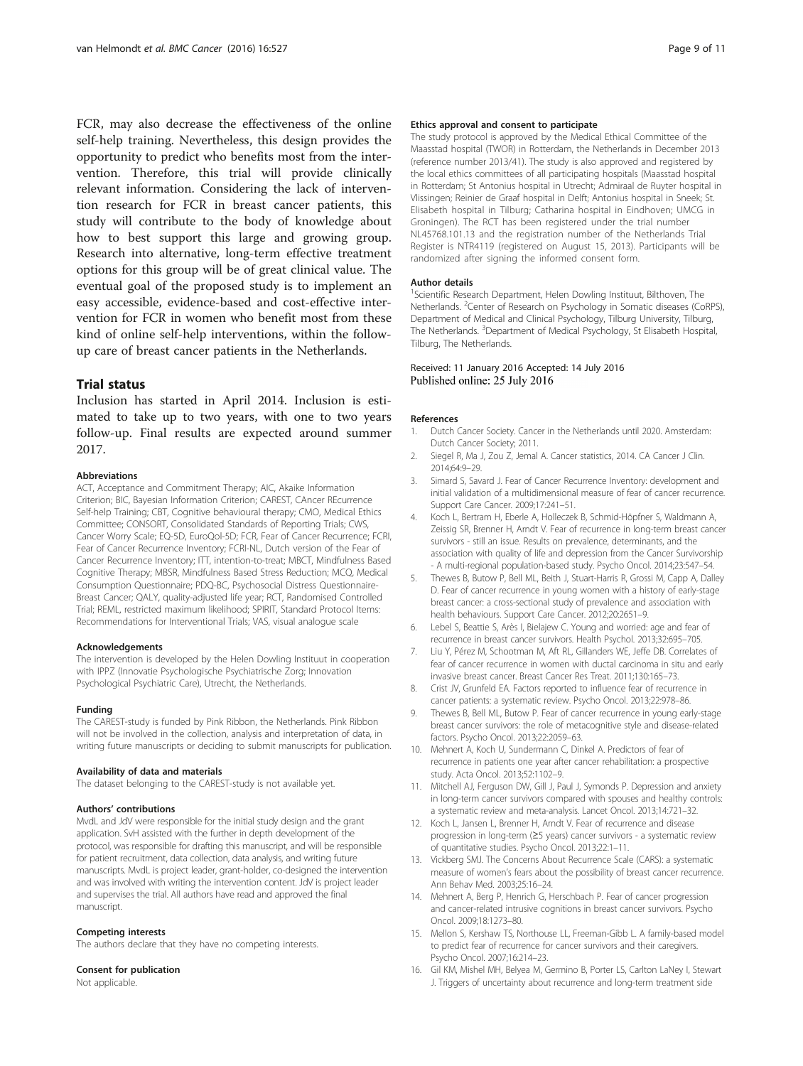FCR, may also decrease the effectiveness of the online self-help training. Nevertheless, this design provides the opportunity to predict who benefits most from the intervention. Therefore, this trial will provide clinically relevant information. Considering the lack of intervention research for FCR in breast cancer patients, this study will contribute to the body of knowledge about how to best support this large and growing group. Research into alternative, long-term effective treatment options for this group will be of great clinical value. The eventual goal of the proposed study is to implement an easy accessible, evidence-based and cost-effective intervention for FCR in women who benefit most from these kind of online self-help interventions, within the follow-up care of breast cancer patients in the Netherlands.

## Trial status

Inclusion has started in April 2014. Inclusion is estimated to take up to two years, with one to two years follow-up. Final results are expected around summer 2017.

### Abbreviations

ACT, Acceptance and Commitment Therapy; AIC, Akaike Information Criterion; BIC, Bayesian Information Criterion; CAREST, CAncer REcurrence Self-help Training; CBT, Cognitive behavioural therapy; CMO, Medical Ethics Committee; CONSORT, Consolidated Standards of Reporting Trials; CWS, Cancer Worry Scale; EQ-5D, EuroQol-5D; FCR, Fear of Cancer Recurrence; FCRI, Fear of Cancer Recurrence Inventory; FCRI-NL, Dutch version of the Fear of Cancer Recurrence Inventory; ITT, intention-to-treat; MBCT, Mindfulness Based Cognitive Therapy; MBSR, Mindfulness Based Stress Reduction; MCQ, Medical Consumption Questionnaire; PDQ-BC, Psychosocial Distress Questionnaire-Breast Cancer; QALY, quality-adjusted life year; RCT, Randomised Controlled Trial; REML, restricted maximum likelihood; SPIRIT, Standard Protocol Items: Recommendations for Interventional Trials; VAS, visual analogue scale

### Acknowledgements

The intervention is developed by the Helen Dowling Instituut in cooperation with IPPZ (Innovatie Psychologische Psychiatrische Zorg; Innovation Psychological Psychiatric Care), Utrecht, the Netherlands.

### Funding

The CAREST-study is funded by Pink Ribbon, the Netherlands. Pink Ribbon will not be involved in the collection, analysis and interpretation of data, in writing future manuscripts or deciding to submit manuscripts for publication.

### Availability of data and materials

The dataset belonging to the CAREST-study is not available yet.

### Authors' contributions

MvdL and JdV were responsible for the initial study design and the grant application. SvH assisted with the further in depth development of the protocol, was responsible for drafting this manuscript, and will be responsible for patient recruitment, data collection, data analysis, and writing future manuscripts. MvdL is project leader, grant-holder, co-designed the intervention and was involved with writing the intervention content. JdV is project leader and supervises the trial. All authors have read and approved the final manuscript.

### Competing interests

The authors declare that they have no competing interests.

### Consent for publication

Not applicable.

### Ethics approval and consent to participate

The study protocol is approved by the Medical Ethical Committee of the Maasstad hospital (TWOR) in Rotterdam, the Netherlands in December 2013 (reference number 2013/41). The study is also approved and registered by the local ethics committees of all participating hospitals (Maasstad hospital in Rotterdam; St Antonius hospital in Utrecht; Admiraal de Ruyter hospital in Vlissingen; Reinier de Graaf hospital in Delft; Antonius hospital in Sneek; St. Elisabeth hospital in Tilburg; Catharina hospital in Eindhoven; UMCG in Groningen). The RCT has been registered under the trial number NL45768.101.13 and the registration number of the Netherlands Trial Register is NTR4119 (registered on August 15, 2013). Participants will be randomized after signing the informed consent form.

### Author details

[1]Scientific Research Department, Helen Dowling Instituut, Bilthoven, The Netherlands. [2]Center of Research on Psychology in Somatic diseases (CoRPS), Department of Medical and Clinical Psychology, Tilburg University, Tilburg, The Netherlands. [3]Department of Medical Psychology, St Elisabeth Hospital, Tilburg, The Netherlands.

Received: 11 January 2016 Accepted: 14 July 2016
Published online: 25 July 2016

### References

1. Dutch Cancer Society. Cancer in the Netherlands until 2020. Amsterdam: Dutch Cancer Society; 2011.
2. Siegel R, Ma J, Zou Z, Jemal A. Cancer statistics, 2014. CA Cancer J Clin. 2014;64:9–29.
3. Simard S, Savard J. Fear of Cancer Recurrence Inventory: development and initial validation of a multidimensional measure of fear of cancer recurrence. Support Care Cancer. 2009;17:241–51.
4. Koch L, Bertram H, Eberle A, Holleczek B, Schmid-Höpfner S, Waldmann A, Zeissig SR, Brenner H, Arndt V. Fear of recurrence in long-term breast cancer survivors - still an issue. Results on prevalence, determinants, and the association with quality of life and depression from the Cancer Survivorship - A multi-regional population-based study. Psycho Oncol. 2014;23:547–54.
5. Thewes B, Butow P, Bell ML, Beith J, Stuart-Harris R, Grossi M, Capp A, Dalley D. Fear of cancer recurrence in young women with a history of early-stage breast cancer: a cross-sectional study of prevalence and association with health behaviours. Support Care Cancer. 2012;20:2651–9.
6. Lebel S, Beattie S, Arès I, Bielajew C. Young and worried: age and fear of recurrence in breast cancer survivors. Health Psychol. 2013;32:695–705.
7. Liu Y, Pérez M, Schootman M, Aft RL, Gillanders WE, Jeffe DB. Correlates of fear of cancer recurrence in women with ductal carcinoma in situ and early invasive breast cancer. Breast Cancer Res Treat. 2011;130:165–73.
8. Crist JV, Grunfeld EA. Factors reported to influence fear of recurrence in cancer patients: a systematic review. Psycho Oncol. 2013;22:978–86.
9. Thewes B, Bell ML, Butow P. Fear of cancer recurrence in young early-stage breast cancer survivors: the role of metacognitive style and disease-related factors. Psycho Oncol. 2013;22:2059–63.
10. Mehnert A, Koch U, Sundermann C, Dinkel A. Predictors of fear of recurrence in patients one year after cancer rehabilitation: a prospective study. Acta Oncol. 2013;52:1102–9.
11. Mitchell AJ, Ferguson DW, Gill J, Paul J, Symonds P. Depression and anxiety in long-term cancer survivors compared with spouses and healthy controls: a systematic review and meta-analysis. Lancet Oncol. 2013;14:721–32.
12. Koch L, Jansen L, Brenner H, Arndt V. Fear of recurrence and disease progression in long-term (≥5 years) cancer survivors - a systematic review of quantitative studies. Psycho Oncol. 2013;22:1–11.
13. Vickberg SMJ. The Concerns About Recurrence Scale (CARS): a systematic measure of women's fears about the possibility of breast cancer recurrence. Ann Behav Med. 2003;25:16–24.
14. Mehnert A, Berg P, Henrich G, Herschbach P. Fear of cancer progression and cancer-related intrusive cognitions in breast cancer survivors. Psycho Oncol. 2009;18:1273–80.
15. Mellon S, Kershaw TS, Northouse LL, Freeman-Gibb L. A family-based model to predict fear of recurrence for cancer survivors and their caregivers. Psycho Oncol. 2007;16:214–23.
16. Gil KM, Mishel MH, Belyea M, Germino B, Porter LS, Carlton LaNey I, Stewart J. Triggers of uncertainty about recurrence and long-term treatment side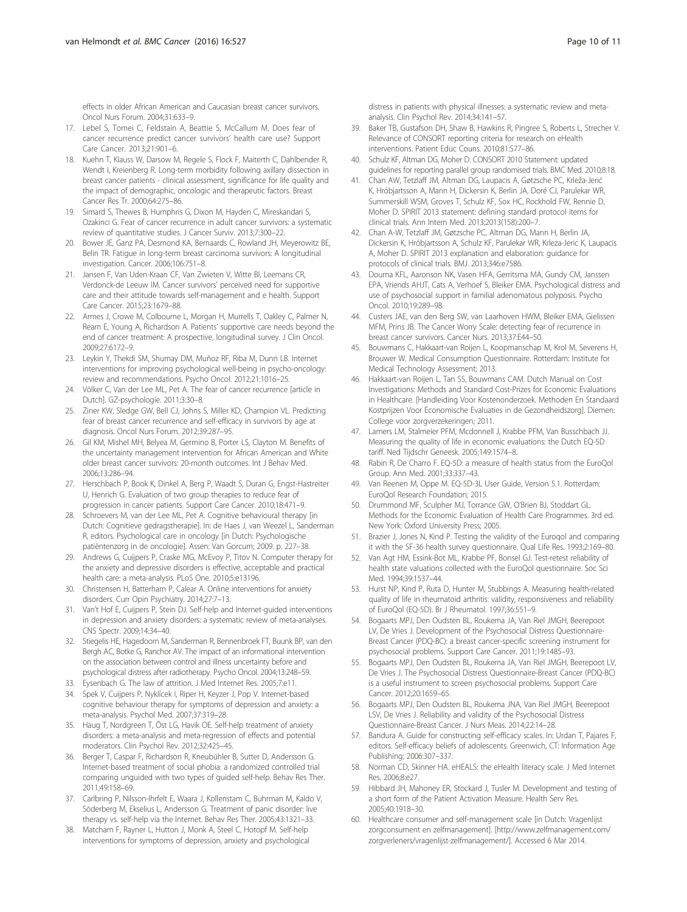effects in older African American and Caucasian breast cancer survivors. Oncol Nurs Forum. 2004;31:633–9.

17. Lebel S, Tomei C, Feldstain A, Beattie S, McCallum M. Does fear of cancer recurrence predict cancer survivors' health care use? Support Care Cancer. 2013;21:901–6.
18. Kuehn T, Klauss W, Darsow M, Regele S, Flock F, Maiterth C, Dahlbender R, Wendt I, Kreienberg R. Long-term morbidity following axillary dissection in breast cancer patients - clinical assessment, significance for life quality and the impact of demographic, oncologic and therapeutic factors. Breast Cancer Res Tr. 2000;64:275–86.
19. Simard S, Thewes B, Humphris G, Dixon M, Hayden C, Mireskandari S, Ozakinci G. Fear of cancer recurrence in adult cancer survivors: a systematic review of quantitative studies. J Cancer Surviv. 2013;7:300–22.
20. Bower JE, Ganz PA, Desmond KA, Bernaards C, Rowland JH, Meyerowitz BE, Belin TR. Fatigue in long-term breast carcinoma survivors: A longitudinal investigation. Cancer. 2006;106:751–8.
21. Jansen F, Van Uden-Kraan CF, Van Zwieten V, Witte BI, Leemans CR, Verdonck-de Leeuw IM. Cancer survivors' perceived need for supportive care and their attitude towards self-management and e health. Support Care Cancer. 2015;23:1679–88.
22. Armes J, Crowe M, Colbourne L, Morgan H, Murrells T, Oakley C, Palmer N, Ream E, Young A, Richardson A. Patients' supportive care needs beyond the end of cancer treatment: A prospective, longitudinal survey. J Clin Oncol. 2009;27:6172–9.
23. Leykin Y, Thekdi SM, Shumay DM, Muñoz RF, Riba M, Dunn LB. Internet interventions for improving psychological well-being in psycho-oncology: review and recommendations. Psycho Oncol. 2012;21:1016–25.
24. Völker C, Van der Lee ML, Pet A. The fear of cancer recurrence [article in Dutch]. GZ-psychologie. 2011;3:30–8.
25. Ziner KW, Sledge GW, Bell CJ, Johns S, Miller KD, Champion VL. Predicting fear of breast cancer recurrence and self-efficacy in survivors by age at diagnosis. Oncol Nurs Forum. 2012;39:287–95.
26. Gil KM, Mishel MH, Belyea M, Germino B, Porter LS, Clayton M. Benefits of the uncertainty management intervention for African American and White older breast cancer survivors: 20-month outcomes. Int J Behav Med. 2006;13:286–94.
27. Herschbach P, Book K, Dinkel A, Berg P, Waadt S, Duran G, Engst-Hastreiter U, Henrich G. Evaluation of two group therapies to reduce fear of progression in cancer patients. Support Care Cancer. 2010;18:471–9.
28. Schroevers M, van der Lee ML, Pet A. Cognitive behavioural therapy [in Dutch: Cognitieve gedragstherapie]. In: de Haes J, van Weezel L, Sanderman R, editors. Psychological care in oncology [in Dutch: Psychologische patiëntenzorg in de oncologie]. Assen: Van Gorcum; 2009. p. 227–38.
29. Andrews G, Cuijpers P, Craske MG, McEvoy P, Titov N. Computer therapy for the anxiety and depressive disorders is effective, acceptable and practical health care: a meta-analysis. PLoS One. 2010;5:e13196.
30. Christensen H, Batterham P, Calear A. Online interventions for anxiety disorders. Curr Opin Psychiatry. 2014;27:7–13.
31. Van't Hof E, Cuijpers P, Stein DJ. Self-help and Internet-guided interventions in depression and anxiety disorders: a systematic review of meta-analyses. CNS Spectr. 2009;14:34–40.
32. Stiegelis HE, Hagedoorn M, Sanderman R, Bennenbroek FT, Buunk BP, van den Bergh AC, Botke G, Ranchor AV. The impact of an informational intervention on the association between control and illness uncertainty before and psychological distress after radiotherapy. Psycho Oncol. 2004;13:248–59.
33. Eysenbach G. The law of attrition. J Med Internet Res. 2005;7:e11.
34. Spek V, Cuijpers P, Nyklícek I, Riper H, Keyzer J, Pop V. Internet-based cognitive behaviour therapy for symptoms of depression and anxiety: a meta-analysis. Psychol Med. 2007;37:319–28.
35. Haug T, Nordgreen T, Öst LG, Havik OE. Self-help treatment of anxiety disorders: a meta-analysis and meta-regression of effects and potential moderators. Clin Psychol Rev. 2012;32:425–45.
36. Berger T, Caspar F, Richardson R, Kneubühler B, Sutter D, Andersson G. Internet-based treatment of social phobia: a randomized controlled trial comparing unguided with two types of guided self-help. Behav Res Ther. 2011;49:158–69.
37. Carlbring P, Nilsson-Ihrfelt E, Waara J, Kollenstam C, Buhrman M, Kaldo V, Söderberg M, Ekselius L, Andersson G. Treatment of panic disorder: live therapy vs. self-help via the Internet. Behav Res Ther. 2005;43:1321–33.
38. Matcham F, Rayner L, Hutton J, Monk A, Steel C, Hotopf M. Self-help interventions for symptoms of depression, anxiety and psychological distress in patients with physical illnesses: a systematic review and meta-analysis. Clin Psychol Rev. 2014;34:141–57.
39. Baker TB, Gustafson DH, Shaw B, Hawkins R, Pingree S, Roberts L, Strecher V. Relevance of CONSORT reporting criteria for research on eHealth interventions. Patient Educ Couns. 2010;81:S77–86.
40. Schulz KF, Altman DG, Moher D. CONSORT 2010 Statement: updated guidelines for reporting parallel group randomised trials. BMC Med. 2010;8:18.
41. Chan AW, Tetzlaff JM, Altman DG, Laupacis A, Gøtzsche PC, Krleža-Jerić K, Hróbjartsson A, Mann H, Dickersin K, Berlin JA, Doré CJ, Parulekar WR, Summerskill WSM, Groves T, Schulz KF, Sox HC, Rockhold FW, Rennie D, Moher D. SPIRIT 2013 statement: defining standard protocol items for clinical trials. Ann Intern Med. 2013;2013(158):200–7.
42. Chan A-W, Tetzlaff JM, Gøtzsche PC, Altman DG, Mann H, Berlin JA, Dickersin K, Hróbjartsson A, Schulz KF, Parulekar WR, Krleza-Jeric K, Laupacis A, Moher D. SPIRIT 2013 explanation and elaboration: guidance for protocols of clinical trials. BMJ. 2013;346:e7586.
43. Douma KFL, Aaronson NK, Vasen HFA, Gerritsma MA, Gundy CM, Janssen EPA, Vriends AHJT, Cats A, Verhoef S, Bleiker EMA. Psychological distress and use of psychosocial support in familial adenomatous polyposis. Psycho Oncol. 2010;19:289–98.
44. Custers JAE, van den Berg SW, van Laarhoven HWM, Bleiker EMA, Gielissen MFM, Prins JB. The Cancer Worry Scale: detecting fear of recurrence in breast cancer survivors. Cancer Nurs. 2013;37:E44–50.
45. Bouwmans C, Hakkaart-van Roijen L, Koopmanschap M, Krol M, Severens H, Brouwer W. Medical Consumption Questionnaire. Rotterdam: Institute for Medical Technology Assessment; 2013.
46. Hakkaart-van Roijen L, Tan SS, Bouwmans CAM. Dutch Manual on Cost Investigations: Methods and Standard Cost-Prizes for Economic Evaluations in Healthcare. [Handleiding Voor Kostenonderzoek. Methoden En Standaard Kostprijzen Voor Economische Evaluaties in de Gezondheidszorg]. Diemen: College voor zorgverzekeringen; 2011.
47. Lamers LM, Stalmeier PFM, Mcdonnell J, Krabbe PFM, Van Busschbach JJ. Measuring the quality of life in economic evaluations: the Dutch EQ-5D tariff. Ned Tijdschr Geneesk. 2005;149:1574–8.
48. Rabin R, De Charro F. EQ-5D: a measure of health status from the EuroQol Group. Ann Med. 2001;33:337–43.
49. Van Reenen M, Oppe M. EQ-5D-3L User Guide, Version 5.1. Rotterdam: EuroQol Research Foundation; 2015.
50. Drummond MF, Sculpher MJ, Torrance GW, O'Brien BJ, Stoddart GL. Methods for the Economic Evaluation of Health Care Programmes. 3rd ed. New York: Oxford University Press; 2005.
51. Brazier J, Jones N, Kind P. Testing the validity of the Euroqol and comparing it with the SF-36 health survey questionnaire. Qual Life Res. 1993;2:169–80.
52. Van Agt HM, Essink-Bot ML, Krabbe PF, Bonsel GJ. Test-retest reliability of health state valuations collected with the EuroQol questionnaire. Soc Sci Med. 1994;39:1537–44.
53. Hurst NP, Kind P, Ruta D, Hunter M, Stubbings A. Measuring health-related quality of life in rheumatoid arthritis: validity, responsiveness and reliability of EuroQol (EQ-5D). Br J Rheumatol. 1997;36:551–9.
54. Bogaarts MPJ, Den Oudsten BL, Roukema JA, Van Riel JMGH, Beerepoot LV, De Vries J. Development of the Psychosocial Distress Questionnaire-Breast Cancer (PDQ-BC): a breast cancer-specific screening instrument for psychosocial problems. Support Care Cancer. 2011;19:1485–93.
55. Bogaarts MPJ, Den Oudsten BL, Roukema JA, Van Riel JMGH, Beerepoot LV, De Vries J. The Psychosocial Distress Questionnaire-Breast Cancer (PDQ-BC) is a useful instrument to screen psychosocial problems. Support Care Cancer. 2012;20:1659–65.
56. Bogaarts MPJ, Den Oudsten BL, Roukema JNA, Van Riel JMGH, Beerepoot LSV, De Vries J. Reliability and validity of the Psychosocial Distress Questionnaire-Breast Cancer. J Nurs Meas. 2014;22:14–28.
57. Bandura A. Guide for constructing self-efficacy scales. In: Urdan T, Pajares F, editors. Self-efficacy beliefs of adolescents. Greenwich, CT: Information Age Publishing; 2006:307–337.
58. Norman CD, Skinner HA. eHEALS: the eHealth literacy scale. J Med Internet Res. 2006;8:e27.
59. Hibbard JH, Mahoney ER, Stockard J, Tusler M. Development and testing of a short form of the Patient Activation Measure. Health Serv Res. 2005;40:1918–30.
60. Healthcare consumer and self-management scale [in Dutch: Vragenlijst zorgconsument en zelfmanagement]. [http://www.zelfmanagement.com/zorgverleners/vragenlijst-zelfmanagement/]. Accessed 6 Mar 2014.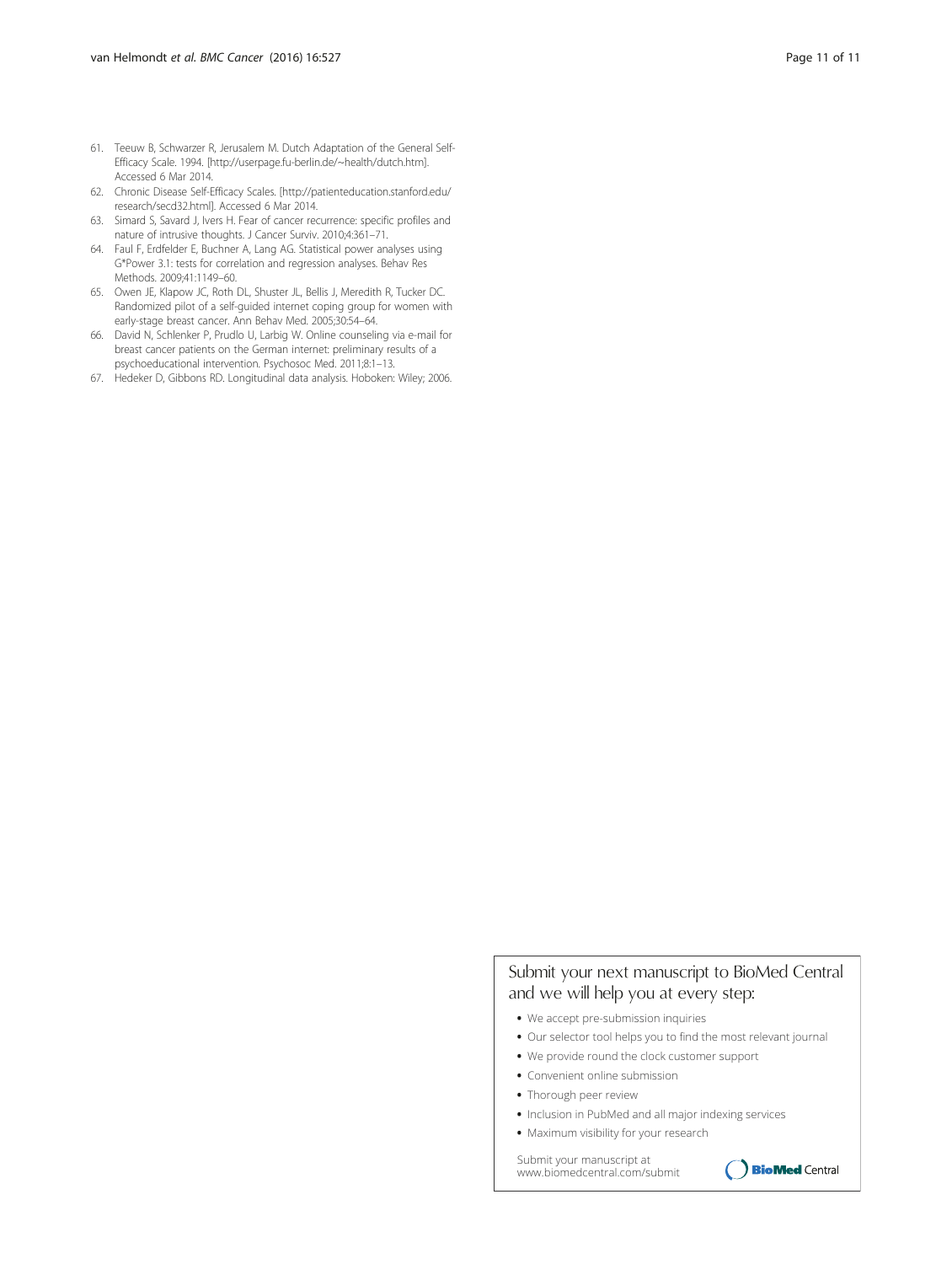61. Teeuw B, Schwarzer R, Jerusalem M. Dutch Adaptation of the General Self-Efficacy Scale. 1994. [http://userpage.fu-berlin.de/~health/dutch.htm]. Accessed 6 Mar 2014.
62. Chronic Disease Self-Efficacy Scales. [http://patienteducation.stanford.edu/research/secd32.html]. Accessed 6 Mar 2014.
63. Simard S, Savard J, Ivers H. Fear of cancer recurrence: specific profiles and nature of intrusive thoughts. J Cancer Surviv. 2010;4:361–71.
64. Faul F, Erdfelder E, Buchner A, Lang AG. Statistical power analyses using G*Power 3.1: tests for correlation and regression analyses. Behav Res Methods. 2009;41:1149–60.
65. Owen JE, Klapow JC, Roth DL, Shuster JL, Bellis J, Meredith R, Tucker DC. Randomized pilot of a self-guided internet coping group for women with early-stage breast cancer. Ann Behav Med. 2005;30:54–64.
66. David N, Schlenker P, Prudlo U, Larbig W. Online counseling via e-mail for breast cancer patients on the German internet: preliminary results of a psychoeducational intervention. Psychosoc Med. 2011;8:1–13.
67. Hedeker D, Gibbons RD. Longitudinal data analysis. Hoboken: Wiley; 2006.

Submit your next manuscript to BioMed Central and we will help you at every step:

- We accept pre-submission inquiries
- Our selector tool helps you to find the most relevant journal
- We provide round the clock customer support
- Convenient online submission
- Thorough peer review
- Inclusion in PubMed and all major indexing services
- Maximum visibility for your research

Submit your manuscript at www.biomedcentral.com/submit

BioMed Central